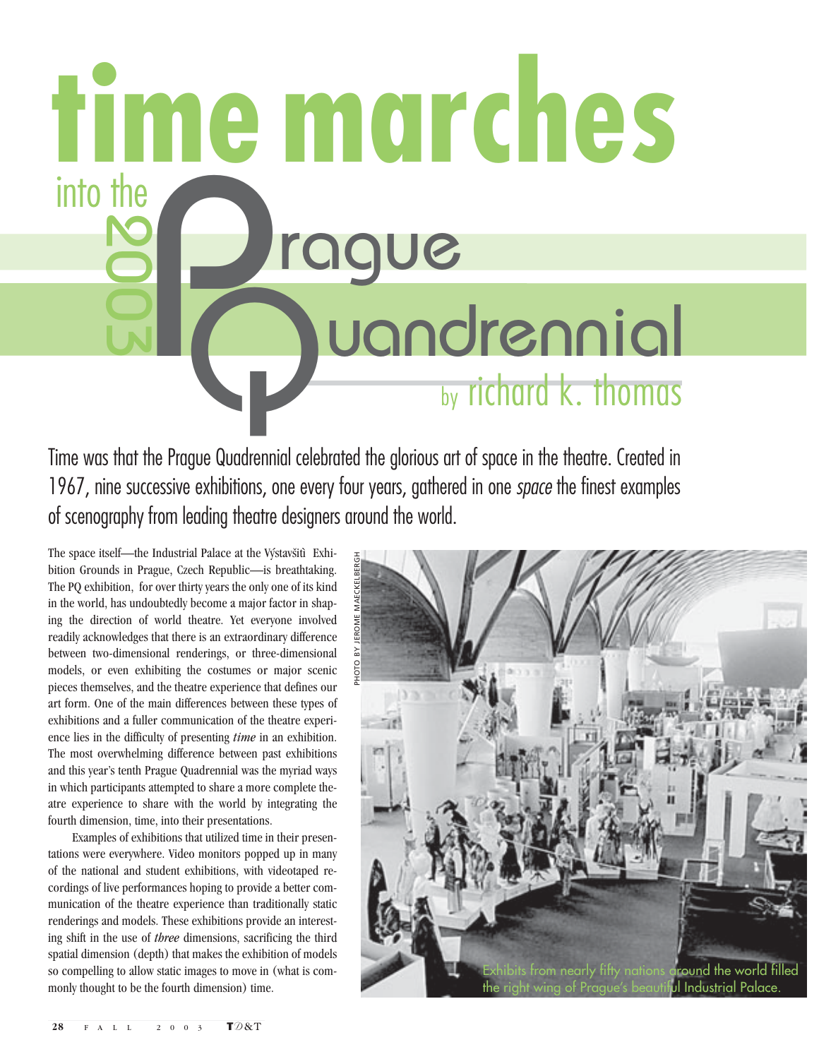# time marches into the 2003 Prague Quadrennial

by richard k. thomas

Time was that the Prague Quadrennial celebrated the glorious art of space in the theatre. Created in 1967, nine successive exhibitions, one every four years, gathered in one *space* the finest examples of scenography from leading theatre designers around the world.

The space itself—the Industrial Palace at the Výstavšitû Exhibition Grounds in Prague, Czech Republic—is breathtaking. The PQ exhibition, for over thirty years the only one of its kind in the world, has undoubtedly become a major factor in shaping the direction of world theatre. Yet everyone involved readily acknowledges that there is an extraordinary difference between two-dimensional renderings, or three-dimensional models, or even exhibiting the costumes or major scenic pieces themselves, and the theatre experience that defines our art form. One of the main differences between these types of exhibitions and a fuller communication of the theatre experience lies in the difficulty of presenting *time* in an exhibition. The most overwhelming difference between past exhibitions and this year's tenth Prague Quadrennial was the myriad ways in which participants attempted to share a more complete theatre experience to share with the world by integrating the fourth dimension, time, into their presentations.

Examples of exhibitions that utilized time in their presentations were everywhere. Video monitors popped up in many of the national and student exhibitions, with videotaped recordings of live performances hoping to provide a better communication of the theatre experience than traditionally static renderings and models. These exhibitions provide an interesting shift in the use of *three* dimensions, sacrificing the third spatial dimension (depth) that makes the exhibition of models so compelling to allow static images to move in (what is commonly thought to be the fourth dimension) time.

PHOTO BY JEROME MAECKELBERGH

Exhibits from nearly fifty nations around the world filled the right wing of Prague's beautiful Industrial Palace.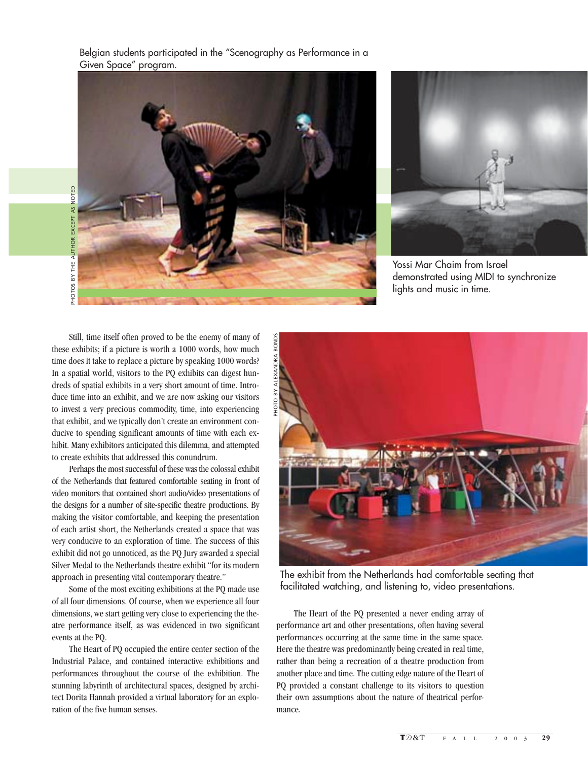Belgian students participated in the "Scenography as Performance in a Given Space" program.

PHOTOS BY THE AUTHOR EXCEPT AS NOTED

Yossi Mar Chaim from Israel demonstrated using MIDI to synchronize lights and music in time.

Still, time itself often proved to be the enemy of many of these exhibits; if a picture is worth a 1000 words, how much time does it take to replace a picture by speaking 1000 words? In a spatial world, visitors to the PQ exhibits can digest hundreds of spatial exhibits in a very short amount of time. Introduce time into an exhibit, and we are now asking our visitors to invest a very precious commodity, time, into experiencing that exhibit, and we typically don't create an environment conducive to spending significant amounts of time with each exhibit. Many exhibitors anticipated this dilemma, and attempted to create exhibits that addressed this conundrum.

Perhaps the most successful of these was the colossal exhibit of the Netherlands that featured comfortable seating in front of video monitors that contained short audio/video presentations of the designs for a number of site-specific theatre productions. By making the visitor comfortable, and keeping the presentation of each artist short, the Netherlands created a space that was very conducive to an exploration of time. The success of this exhibit did not go unnoticed, as the PQ Jury awarded a special Silver Medal to the Netherlands theatre exhibit "for its modern approach in presenting vital contemporary theatre."

Some of the most exciting exhibitions at the PQ made use of all four dimensions. Of course, when we experience all four dimensions, we start getting very close to experiencing the theatre performance itself, as was evidenced in two significant events at the PQ.

The Heart of PQ occupied the entire center section of the Industrial Palace, and contained interactive exhibitions and performances throughout the course of the exhibition. The stunning labyrinth of architectural spaces, designed by architect Dorita Hannah provided a virtual laboratory for an exploration of the five human senses.

PHOTO BY ALEXANDRA BONDS

The exhibit from the Netherlands had comfortable seating that facilitated watching, and listening to, video presentations.

The Heart of the PQ presented a never ending array of performance art and other presentations, often having several performances occurring at the same time in the same space. Here the theatre was predominantly being created in real time, rather than being a recreation of a theatre production from another place and time. The cutting edge nature of the Heart of PQ provided a constant challenge to its visitors to question their own assumptions about the nature of theatrical performance.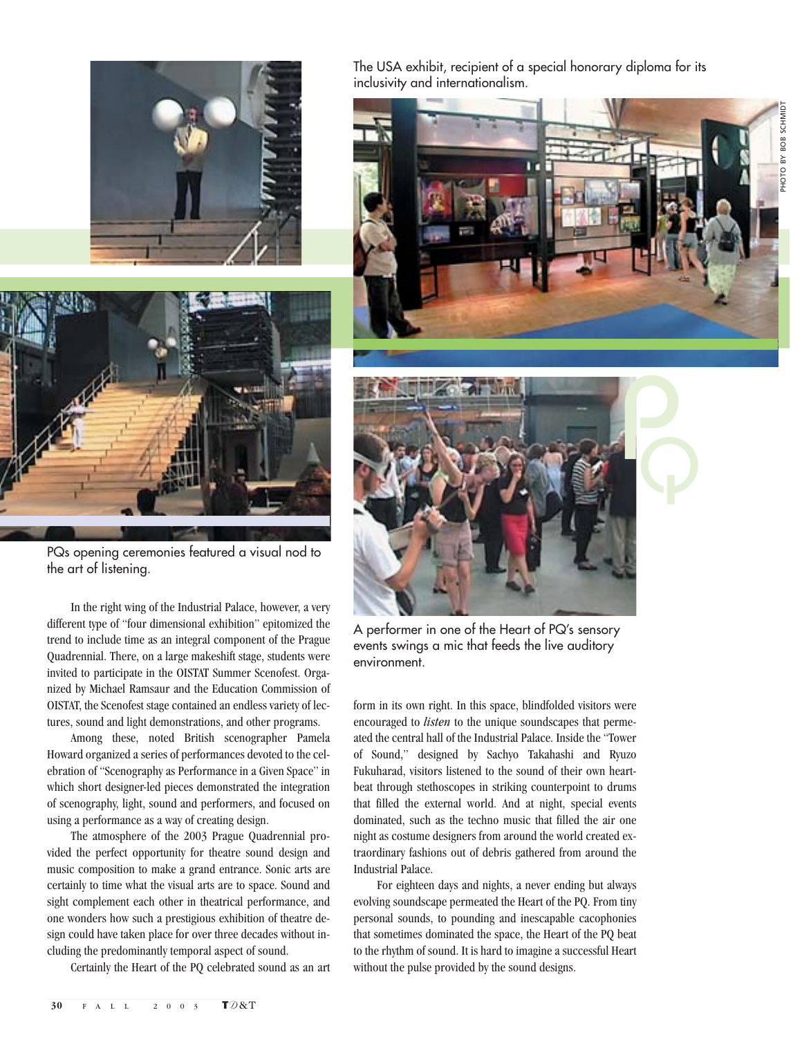The USA exhibit, recipient of a special honorary diploma for its inclusivity and internationalism.

PHOTO BY BOB SCHMIDT

PQs opening ceremonies featured a visual nod to the art of listening.

A performer in one of the Heart of PQ's sensory events swings a mic that feeds the live auditory environment.

In the right wing of the Industrial Palace, however, a very different type of "four dimensional exhibition" epitomized the trend to include time as an integral component of the Prague Quadrennial. There, on a large makeshift stage, students were invited to participate in the OISTAT Summer Scenofest. Organized by Michael Ramsaur and the Education Commission of OISTAT, the Scenofest stage contained an endless variety of lectures, sound and light demonstrations, and other programs.

Among these, noted British scenographer Pamela Howard organized a series of performances devoted to the celebration of "Scenography as Performance in a Given Space" in which short designer-led pieces demonstrated the integration of scenography, light, sound and performers, and focused on using a performance as a way of creating design.

The atmosphere of the 2003 Prague Quadrennial provided the perfect opportunity for theatre sound design and music composition to make a grand entrance. Sonic arts are certainly to time what the visual arts are to space. Sound and sight complement each other in theatrical performance, and one wonders how such a prestigious exhibition of theatre design could have taken place for over three decades without including the predominantly temporal aspect of sound.

Certainly the Heart of the PQ celebrated sound as an art form in its own right. In this space, blindfolded visitors were encouraged to *listen* to the unique soundscapes that permeated the central hall of the Industrial Palace. Inside the "Tower of Sound," designed by Sachyo Takahashi and Ryuzo Fukuharad, visitors listened to the sound of their own heartbeat through stethoscopes in striking counterpoint to drums that filled the external world. And at night, special events dominated, such as the techno music that filled the air one night as costume designers from around the world created extraordinary fashions out of debris gathered from around the Industrial Palace.

For eighteen days and nights, a never ending but always evolving soundscape permeated the Heart of the PQ. From tiny personal sounds, to pounding and inescapable cacophonies that sometimes dominated the space, the Heart of the PQ beat to the rhythm of sound. It is hard to imagine a successful Heart without the pulse provided by the sound designs.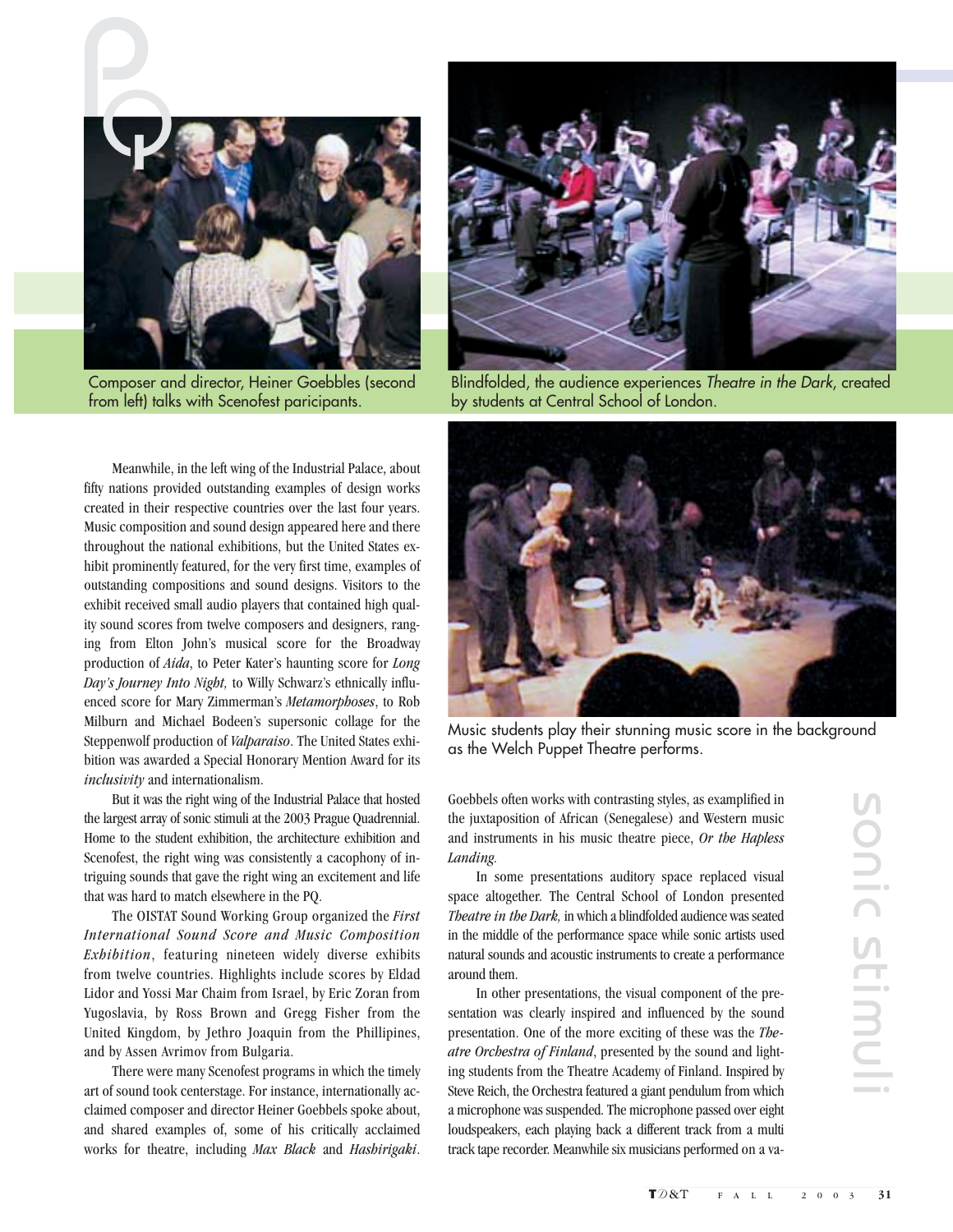Composer and director, Heiner Goebbles (second from left) talks with Scenofest participants.

Blindfolded, the audience experiences *Theatre in the Dark*, created by students at Central School of London.

Meanwhile, in the left wing of the Industrial Palace, about fifty nations provided outstanding examples of design works created in their respective countries over the last four years. Music composition and sound design appeared here and there throughout the national exhibitions, but the United States exhibit prominently featured, for the very first time, examples of outstanding compositions and sound designs. Visitors to the exhibit received small audio players that contained high quality sound scores from twelve composers and designers, ranging from Elton John's musical score for the Broadway production of *Aida*, to Peter Kater's haunting score for *Long Day's Journey Into Night,* to Willy Schwarz's ethnically influenced score for Mary Zimmerman's *Metamorphoses*, to Rob Milburn and Michael Bodeen's supersonic collage for the Steppenwolf production of *Valparaiso*. The United States exhibition was awarded a Special Honorary Mention Award for its *inclusivity* and internationalism.

But it was the right wing of the Industrial Palace that hosted the largest array of sonic stimuli at the 2003 Prague Quadrennial. Home to the student exhibition, the architecture exhibition and Scenofest, the right wing was consistently a cacophony of intriguing sounds that gave the right wing an excitement and life that was hard to match elsewhere in the PQ.

The OISTAT Sound Working Group organized the *First International Sound Score and Music Composition Exhibition*, featuring nineteen widely diverse exhibits from twelve countries. Highlights include scores by Eldad Lidor and Yossi Mar Chaim from Israel, by Eric Zoran from Yugoslavia, by Ross Brown and Gregg Fisher from the United Kingdom, by Jethro Joaquin from the Phillipines, and by Assen Avrimov from Bulgaria.

There were many Scenofest programs in which the timely art of sound took centerstage. For instance, internationally acclaimed composer and director Heiner Goebbels spoke about, and shared examples of, some of his critically acclaimed works for theatre, including *Max Black* and *Hashirigaki*. Goebbels often works with contrasting styles, as examplified in the juxtaposition of African (Senegalese) and Western music and instruments in his music theatre piece, *Or the Hapless Landing.*

Music students play their stunning music score in the background as the Welch Puppet Theatre performs.

In some presentations auditory space replaced visual space altogether. The Central School of London presented *Theatre in the Dark,* in which a blindfolded audience was seated in the middle of the performance space while sonic artists used natural sounds and acoustic instruments to create a performance around them.

In other presentations, the visual component of the presentation was clearly inspired and influenced by the sound presentation. One of the more exciting of these was the *Theatre Orchestra of Finland*, presented by the sound and lighting students from the Theatre Academy of Finland. Inspired by Steve Reich, the Orchestra featured a giant pendulum from which a microphone was suspended. The microphone passed over eight loudspeakers, each playing back a different track from a multi track tape recorder. Meanwhile six musicians performed on a va-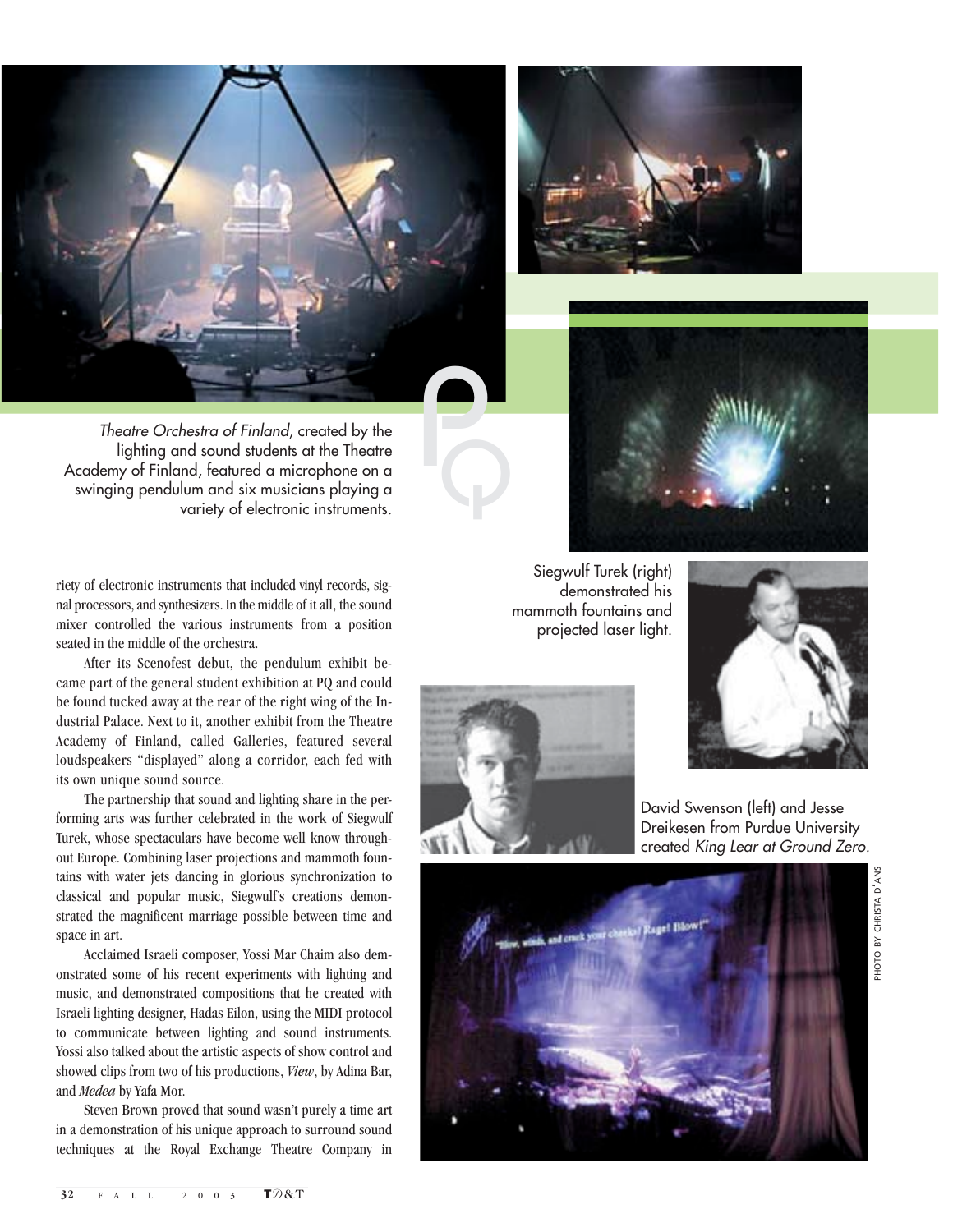*Theatre Orchestra of Finland*, created by the lighting and sound students at the Theatre Academy of Finland, featured a microphone on a swinging pendulum and six musicians playing a variety of electronic instruments.

riety of electronic instruments that included vinyl records, signal processors, and synthesizers. In the middle of it all, the sound mixer controlled the various instruments from a position seated in the middle of the orchestra.

After its Scenofest debut, the pendulum exhibit became part of the general student exhibition at PQ and could be found tucked away at the rear of the right wing of the Industrial Palace. Next to it, another exhibit from the Theatre Academy of Finland, called Galleries, featured several loudspeakers "displayed" along a corridor, each fed with its own unique sound source.

The partnership that sound and lighting share in the performing arts was further celebrated in the work of Siegwulf Turek, whose spectaculars have become well know throughout Europe. Combining laser projections and mammoth fountains with water jets dancing in glorious synchronization to classical and popular music, Siegwulf's creations demonstrated the magnificent marriage possible between time and space in art.

Acclaimed Israeli composer, Yossi Mar Chaim also demonstrated some of his recent experiments with lighting and music, and demonstrated compositions that he created with Israeli lighting designer, Hadas Eilon, using the MIDI protocol to communicate between lighting and sound instruments. Yossi also talked about the artistic aspects of show control and showed clips from two of his productions, *View*, by Adina Bar, and *Medea* by Yafa Mor.

Steven Brown proved that sound wasn't purely a time art in a demonstration of his unique approach to surround sound techniques at the Royal Exchange Theatre Company in

Siegwulf Turek (right) demonstrated his mammoth fountains and projected laser light.

David Swenson (left) and Jesse Dreikesen from Purdue University created *King Lear at Ground Zero*.

PHOTO BY CHRISTA D'ANS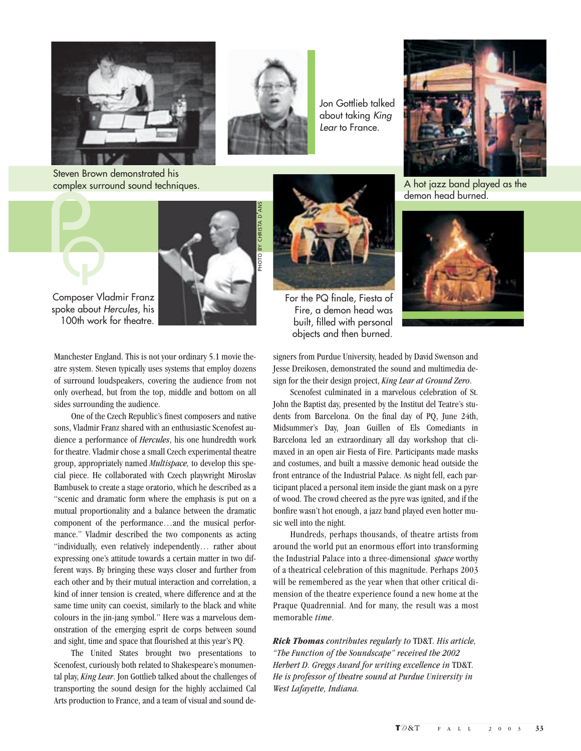Steven Brown demonstrated his complex surround sound techniques.

Jon Gottlieb talked about taking *King Lear* to France.

A hot jazz band played as the demon head burned.

Composer Vladmir Franz spoke about *Hercules*, his 100th work for theatre.

PHOTO BY CHRISTA D'ANS

For the PQ finale, Fiesta of Fire, a demon head was built, filled with personal objects and then burned.

Manchester England. This is not your ordinary 5.1 movie theatre system. Steven typically uses systems that employ dozens of surround loudspeakers, covering the audience from not only overhead, but from the top, middle and bottom on all sides surrounding the audience.

One of the Czech Republic's finest composers and native sons, Vladmir Franz shared with an enthusiastic Scenofest audience a performance of *Hercules*, his one hundredth work for theatre. Vladmir chose a small Czech experimental theatre group, appropriately named *Multispace,* to develop this special piece. He collaborated with Czech playwright Miroslav Bambusek to create a stage oratorio, which he described as a "scenic and dramatic form where the emphasis is put on a mutual proportionality and a balance between the dramatic component of the performance…and the musical performance." Vladmir described the two components as acting "individually, even relatively independently… rather about expressing one's attitude towards a certain matter in two different ways. By bringing these ways closer and further from each other and by their mutual interaction and correlation, a kind of inner tension is created, where difference and at the same time unity can coexist, similarly to the black and white colours in the jin-jang symbol." Here was a marvelous demonstration of the emerging esprit de corps between sound and sight, time and space that flourished at this year's PQ.

The United States brought two presentations to Scenofest, curiously both related to Shakespeare's monumental play, *King Lear*. Jon Gottlieb talked about the challenges of transporting the sound design for the highly acclaimed Cal Arts production to France, and a team of visual and sound designers from Purdue University, headed by David Swenson and Jesse Dreikosen, demonstrated the sound and multimedia design for the their design project, *King Lear at Ground Zero*.

Scenofest culminated in a marvelous celebration of St. John the Baptist day, presented by the Institut del Teatre's students from Barcelona. On the final day of PQ, June 24th, Midsummer's Day, Joan Guillen of Els Comedimants in Barcelona led an extraordinary all day workshop that climaxed in an open air Fiesta of Fire. Participants made masks and costumes, and built a massive demonic head outside the front entrance of the Industrial Palace. As night fell, each participant placed a personal item inside the giant mask on a pyre of wood. The crowd cheered as the pyre was ignited, and if the bonfire wasn't hot enough, a jazz band played even hotter music well into the night.

Hundreds, perhaps thousands, of theatre artists from around the world put an enormous effort into transforming the Industrial Palace into a three-dimensional *space* worthy of a theatrical celebration of this magnitude. Perhaps 2003 will be remembered as the year when that other critical dimension of the theatre experience found a new home at the Praque Quadrennial. And for many, the result was a most memorable *time*.

***Rick Thomas*** *contributes regularly to* TD&T. *His article, "The Function of the Soundscape" received the 2002 Herbert D. Greggs Award for writing excellence in* TD&T. *He is professor of theatre sound at Purdue University in West Lafayette, Indiana.*